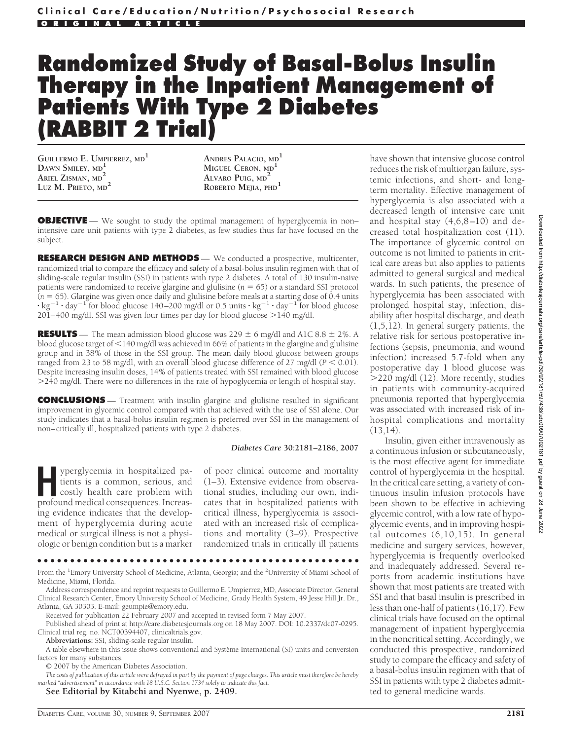# Randomized Study of Basal-Bolus Insulin Therapy in the Inpatient Management of Patients With Type 2 Diabetes (RABBIT 2 Trial)

GUILLERMO E. UMPIERREZ, MD[1]
DAWN SMILEY, MD[1]
ARIEL ZISMAN, MD[2]
LUZ M. PRIETO, MD[2]
ANDRES PALACIO, MD[1]
MIGUEL CERON, MD[1]
ALVARO PUIG, MD[2]
ROBERTO MEJIA, PHD[1]

**OBJECTIVE** — We sought to study the optimal management of hyperglycemia in non–intensive care unit patients with type 2 diabetes, as few studies thus far have focused on the subject.

**RESEARCH DESIGN AND METHODS** — We conducted a prospective, multicenter, randomized trial to compare the efficacy and safety of a basal-bolus insulin regimen with that of sliding-scale regular insulin (SSI) in patients with type 2 diabetes. A total of 130 insulin-naive patients were randomized to receive glargine and glulisine ($n = 65$) or a standard SSI protocol ($n = 65$). Glargine was given once daily and glulisine before meals at a starting dose of 0.4 units $\cdot$ kg$^{-1}$ $\cdot$ day$^{-1}$ for blood glucose 140–200 mg/dl or 0.5 units $\cdot$ kg$^{-1}$ $\cdot$ day$^{-1}$ for blood glucose 201–400 mg/dl. SSI was given four times per day for blood glucose >140 mg/dl.

**RESULTS** — The mean admission blood glucose was 229 ± 6 mg/dl and A1C 8.8 ± 2%. A blood glucose target of <140 mg/dl was achieved in 66% of patients in the glargine and glulisine group and in 38% of those in the SSI group. The mean daily blood glucose between groups ranged from 23 to 58 mg/dl, with an overall blood glucose difference of 27 mg/dl ($P < 0.01$). Despite increasing insulin doses, 14% of patients treated with SSI remained with blood glucose >240 mg/dl. There were no differences in the rate of hypoglycemia or length of hospital stay.

**CONCLUSIONS** — Treatment with insulin glargine and glulisine resulted in significant improvement in glycemic control compared with that achieved with the use of SSI alone. Our study indicates that a basal-bolus insulin regimen is preferred over SSI in the management of non–critically ill, hospitalized patients with type 2 diabetes.

*Diabetes Care* **30:2181–2186, 2007**

Hyperglycemia in hospitalized patients is a common, serious, and costly health care problem with profound medical consequences. Increasing evidence indicates that the development of hyperglycemia during acute medical or surgical illness is not a physiologic or benign condition but is a marker of poor clinical outcome and mortality (1–3). Extensive evidence from observational studies, including our own, indicates that in hospitalized patients with critical illness, hyperglycemia is associated with an increased risk of complications and mortality (3–9). Prospective randomized trials in critically ill patients have shown that intensive glucose control reduces the risk of multiorgan failure, systemic infections, and short- and long-term mortality. Effective management of hyperglycemia is also associated with a decreased length of intensive care unit and hospital stay (4,6,8–10) and decreased total hospitalization cost (11). The importance of glycemic control on outcome is not limited to patients in critical care areas but also applies to patients admitted to general surgical and medical wards. In such patients, the presence of hyperglycemia has been associated with prolonged hospital stay, infection, disability after hospital discharge, and death (1,5,12). In general surgery patients, the relative risk for serious postoperative infections (sepsis, pneumonia, and wound infection) increased 5.7-fold when any postoperative day 1 blood glucose was >220 mg/dl (12). More recently, studies in patients with community-acquired pneumonia reported that hyperglycemia was associated with increased risk of in-hospital complications and mortality (13,14).

Insulin, given either intravenously as a continuous infusion or subcutaneously, is the most effective agent for immediate control of hyperglycemia in the hospital. In the critical care setting, a variety of continuous insulin infusion protocols have been shown to be effective in achieving glycemic control, with a low rate of hypoglycemic events, and in improving hospital outcomes (6,10,15). In general medicine and surgery services, however, hyperglycemia is frequently overlooked and inadequately addressed. Several reports from academic institutions have shown that most patients are treated with SSI and that basal insulin is prescribed in less than one-half of patients (16,17). Few clinical trials have focused on the optimal management of inpatient hyperglycemia in the noncritical setting. Accordingly, we conducted this prospective, randomized study to compare the efficacy and safety of a basal-bolus insulin regimen with that of SSI in patients with type 2 diabetes admitted to general medicine wards.

---

From the [1]Emory University School of Medicine, Atlanta, Georgia; and the [2]University of Miami School of Medicine, Miami, Florida.

Address correspondence and reprint requests to Guillermo E. Umpierrez, MD, Associate Director, General Clinical Research Center, Emory University School of Medicine, Grady Health System, 49 Jesse Hill Jr. Dr., Atlanta, GA 30303. E-mail: geumpie@emory.edu.

Received for publication 22 February 2007 and accepted in revised form 7 May 2007.

Published ahead of print at http://care.diabetesjournals.org on 18 May 2007. DOI: 10.2337/dc07-0295. Clinical trial reg. no. NCT00394407, clinicaltrials.gov.

**Abbreviations:** SSI, sliding-scale regular insulin.

A table elsewhere in this issue shows conventional and Système International (SI) units and conversion factors for many substances.

© 2007 by the American Diabetes Association.

*The costs of publication of this article were defrayed in part by the payment of page charges. This article must therefore be hereby marked "advertisement" in accordance with 18 U.S.C. Section 1734 solely to indicate this fact.*

**See Editorial by Kitabchi and Nyenwe, p. 2409.**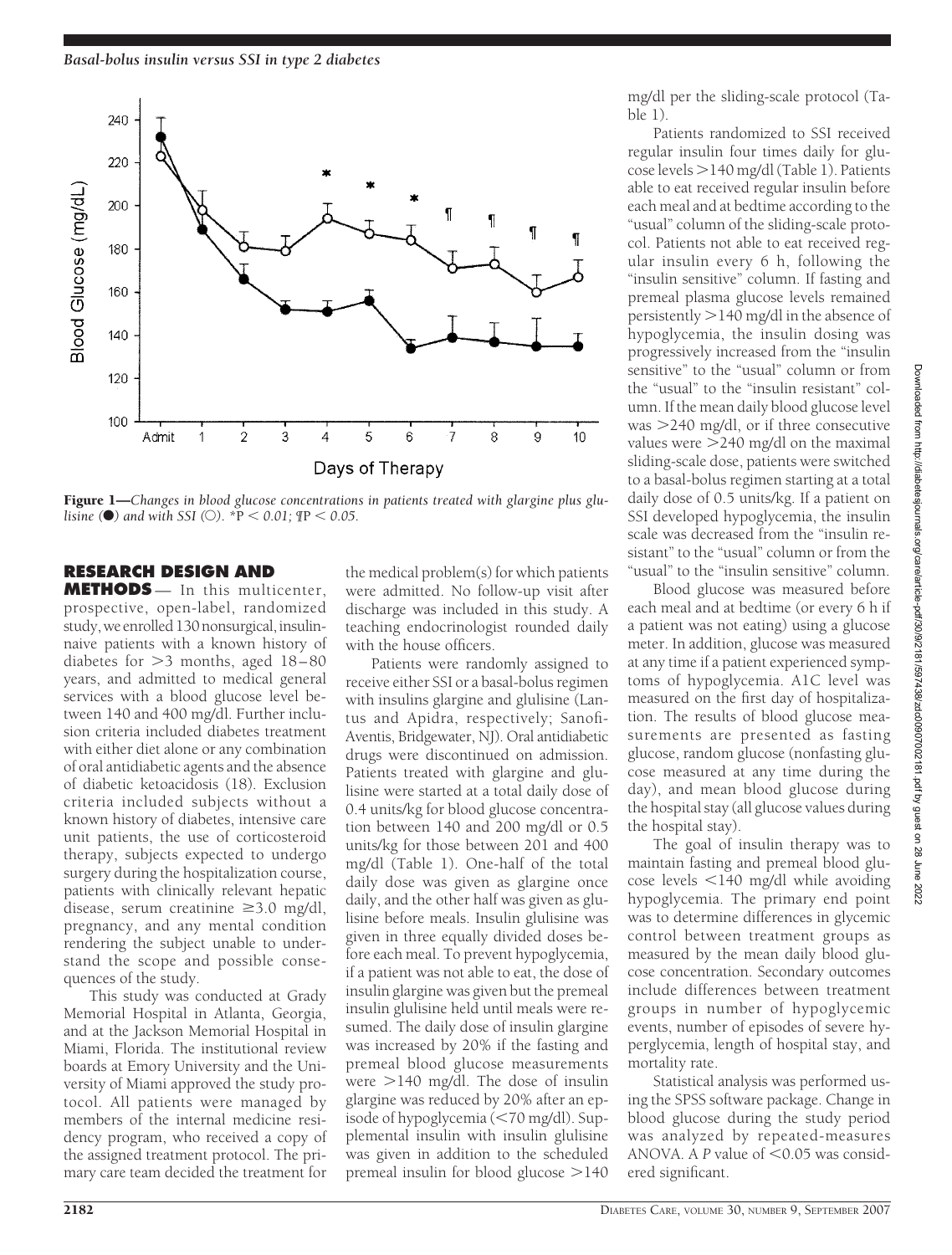Figure 1—*Changes in blood glucose concentrations in patients treated with glargine plus glulisine (●) and with SSI (○). \*P < 0.01; ¶P < 0.05.*

## RESEARCH DESIGN AND METHODS

In this multicenter, prospective, open-label, randomized study, we enrolled 130 nonsurgical, insulin-naive patients with a known history of diabetes for >3 months, aged 18–80 years, and admitted to medical general services with a blood glucose level between 140 and 400 mg/dl. Further inclusion criteria included diabetes treatment with either diet alone or any combination of oral antidiabetic agents and the absence of diabetic ketoacidosis (18). Exclusion criteria included subjects without a known history of diabetes, intensive care unit patients, the use of corticosteroid therapy, subjects expected to undergo surgery during the hospitalization course, patients with clinically relevant hepatic disease, serum creatinine ≥3.0 mg/dl, pregnancy, and any mental condition rendering the subject unable to understand the scope and possible consequences of the study.

This study was conducted at Grady Memorial Hospital in Atlanta, Georgia, and at the Jackson Memorial Hospital in Miami, Florida. The institutional review boards at Emory University and the University of Miami approved the study protocol. All patients were managed by members of the internal medicine residency program, who received a copy of the assigned treatment protocol. The primary care team decided the treatment for the medical problem(s) for which patients were admitted. No follow-up visit after discharge was included in this study. A teaching endocrinologist rounded daily with the house officers.

Patients were randomly assigned to receive either SSI or a basal-bolus regimen with insulins glargine and glulisine (Lantus and Apidra, respectively; Sanofi-Aventis, Bridgewater, NJ). Oral antidiabetic drugs were discontinued on admission. Patients treated with glargine and glulisine were started at a total daily dose of 0.4 units/kg for blood glucose concentration between 140 and 200 mg/dl or 0.5 units/kg for those between 201 and 400 mg/dl (Table 1). One-half of the total daily dose was given as glargine once daily, and the other half was given as glulisine before meals. Insulin glulisine was given in three equally divided doses before each meal. To prevent hypoglycemia, if a patient was not able to eat, the dose of insulin glargine was given but the premeal insulin glulisine held until meals were resumed. The daily dose of insulin glargine was increased by 20% if the fasting and premeal blood glucose measurements were >140 mg/dl. The dose of insulin glargine was reduced by 20% after an episode of hypoglycemia (<70 mg/dl). Supplemental insulin with insulin glulisine was given in addition to the scheduled premeal insulin for blood glucose >140 mg/dl per the sliding-scale protocol (Table 1).

Patients randomized to SSI received regular insulin four times daily for glucose levels >140 mg/dl (Table 1). Patients able to eat received regular insulin before each meal and at bedtime according to the "usual" column of the sliding-scale protocol. Patients not able to eat received regular insulin every 6 h, following the "insulin sensitive" column. If fasting and premeal plasma glucose levels remained persistently >140 mg/dl in the absence of hypoglycemia, the insulin dosing was progressively increased from the "insulin sensitive" to the "usual" column or from the "usual" to the "insulin resistant" column. If the mean daily blood glucose level was >240 mg/dl, or if three consecutive values were >240 mg/dl on the maximal sliding-scale dose, patients were switched to a basal-bolus regimen starting at a total daily dose of 0.5 units/kg. If a patient on SSI developed hypoglycemia, the insulin scale was decreased from the "insulin resistant" to the "usual" column or from the "usual" to the "insulin sensitive" column.

Blood glucose was measured before each meal and at bedtime (or every 6 h if a patient was not eating) using a glucose meter. In addition, glucose was measured at any time if a patient experienced symptoms of hypoglycemia. A1C level was measured on the first day of hospitalization. The results of blood glucose measurements are presented as fasting glucose, random glucose (nonfasting glucose measured at any time during the day), and mean blood glucose during the hospital stay (all glucose values during the hospital stay).

The goal of insulin therapy was to maintain fasting and premeal blood glucose levels <140 mg/dl while avoiding hypoglycemia. The primary end point was to determine differences in glycemic control between treatment groups as measured by the mean daily blood glucose concentration. Secondary outcomes include differences between treatment groups in number of hypoglycemic events, number of episodes of severe hyperglycemia, length of hospital stay, and mortality rate.

Statistical analysis was performed using the SPSS software package. Change in blood glucose during the study period was analyzed by repeated-measures ANOVA. A $P$ value of <0.05 was considered significant.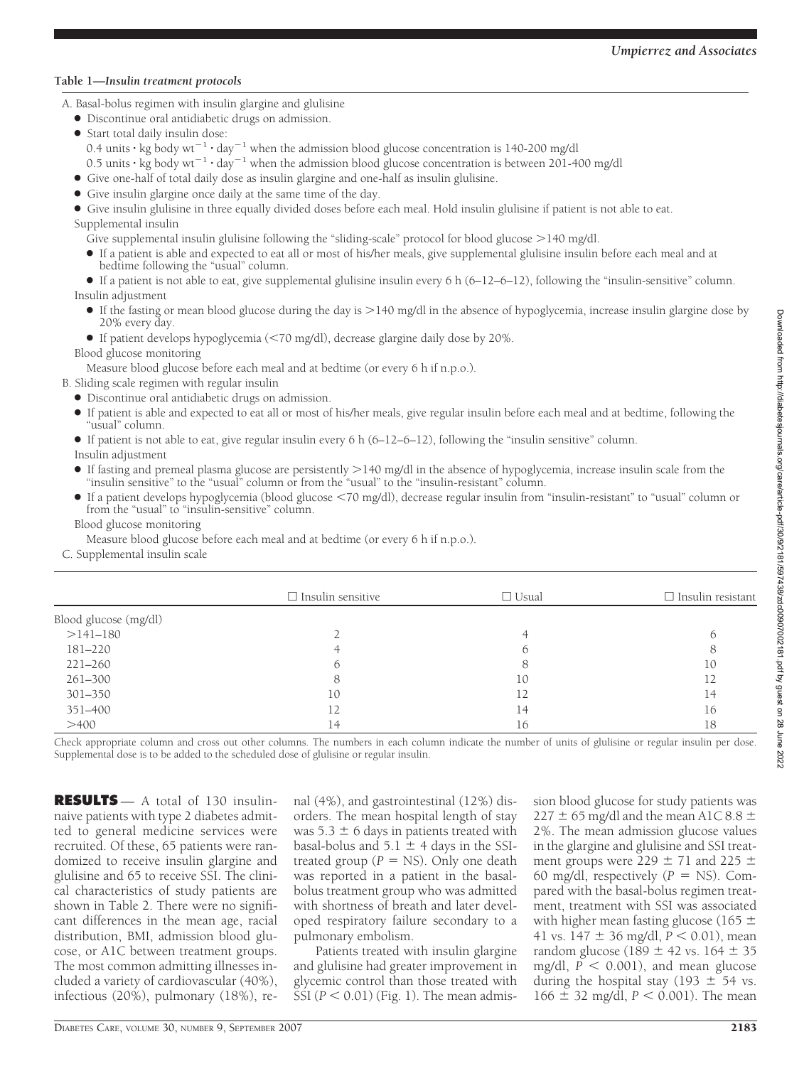**Table 1—Insulin treatment protocols**

A. Basal-bolus regimen with insulin glargine and glulisine

- Discontinue oral antidiabetic drugs on admission.
- Start total daily insulin dose:
  0.4 units · kg body $wt^{-1}$ · $day^{-1}$ when the admission blood glucose concentration is 140-200 mg/dl
  0.5 units · kg body $wt^{-1}$ · $day^{-1}$ when the admission blood glucose concentration is between 201-400 mg/dl
- Give one-half of total daily dose as insulin glargine and one-half as insulin glulisine.
- Give insulin glargine once daily at the same time of the day.
- Give insulin glulisine in three equally divided doses before each meal. Hold insulin glulisine if patient is not able to eat.

Supplemental insulin

Give supplemental insulin glulisine following the "sliding-scale" protocol for blood glucose >140 mg/dl.

- If a patient is able and expected to eat all or most of his/her meals, give supplemental glulisine insulin before each meal and at bedtime following the "usual" column.
- If a patient is not able to eat, give supplemental glulisine insulin every 6 h (6–12–6–12), following the "insulin-sensitive" column.

Insulin adjustment

- If the fasting or mean blood glucose during the day is >140 mg/dl in the absence of hypoglycemia, increase insulin glargine dose by 20% every day.
- If patient develops hypoglycemia (<70 mg/dl), decrease glargine daily dose by 20%.

Blood glucose monitoring

Measure blood glucose before each meal and at bedtime (or every 6 h if n.p.o.).

B. Sliding scale regimen with regular insulin

- Discontinue oral antidiabetic drugs on admission.
- If patient is able and expected to eat all or most of his/her meals, give regular insulin before each meal and at bedtime, following the "usual" column.
- If patient is not able to eat, give regular insulin every 6 h (6–12–6–12), following the "insulin sensitive" column.

Insulin adjustment

- If fasting and premeal plasma glucose are persistently >140 mg/dl in the absence of hypoglycemia, increase insulin scale from the "insulin sensitive" to the "usual" column or from the "usual" to the "insulin-resistant" column.
- If a patient develops hypoglycemia (blood glucose <70 mg/dl), decrease regular insulin from "insulin-resistant" to "usual" column or from the "usual" to "insulin-sensitive" column.

Blood glucose monitoring

Measure blood glucose before each meal and at bedtime (or every 6 h if n.p.o.).

C. Supplemental insulin scale

| | ☐ Insulin sensitive | ☐ Usual | ☐ Insulin resistant |
|---|---|---|---|
| Blood glucose (mg/dl) | | | |
| >141–180 | 2 | 4 | 6 |
| 181–220 | 4 | 6 | 8 |
| 221–260 | 6 | 8 | 10 |
| 261–300 | 8 | 10 | 12 |
| 301–350 | 10 | 12 | 14 |
| 351–400 | 12 | 14 | 16 |
| >400 | 14 | 16 | 18 |

Check appropriate column and cross out other columns. The numbers in each column indicate the number of units of glulisine or regular insulin per dose. Supplemental dose is to be added to the scheduled dose of glulisine or regular insulin.

**RESULTS** — A total of 130 insulin-naive patients with type 2 diabetes admitted to general medicine services were recruited. Of these, 65 patients were randomized to receive insulin glargine and glulisine and 65 to receive SSI. The clinical characteristics of study patients are shown in Table 2. There were no significant differences in the mean age, racial distribution, BMI, admission blood glucose, or A1C between treatment groups. The most common admitting illnesses included a variety of cardiovascular (40%), infectious (20%), pulmonary (18%), renal (4%), and gastrointestinal (12%) disorders. The mean hospital length of stay was 5.3 ± 6 days in patients treated with basal-bolus and 5.1 ± 4 days in the SSI-treated group ($P$ = NS). Only one death was reported in a patient in the basal-bolus treatment group who was admitted with shortness of breath and later developed respiratory failure secondary to a pulmonary embolism.

Patients treated with insulin glargine and glulisine had greater improvement in glycemic control than those treated with SSI ($P < 0.01$) (Fig. 1). The mean admission blood glucose for study patients was 227 ± 65 mg/dl and the mean A1C 8.8 ± 2%. The mean admission glucose values in the glargine and glulisine and SSI treatment groups were 229 ± 71 and 225 ± 60 mg/dl, respectively ($P$ = NS). Compared with the basal-bolus regimen treatment, treatment with SSI was associated with higher mean fasting glucose (165 ± 41 vs. 147 ± 36 mg/dl, $P < 0.01$), mean random glucose (189 ± 42 vs. 164 ± 35 mg/dl, $P < 0.001$), and mean glucose during the hospital stay (193 ± 54 vs. 166 ± 32 mg/dl, $P < 0.001$). The mean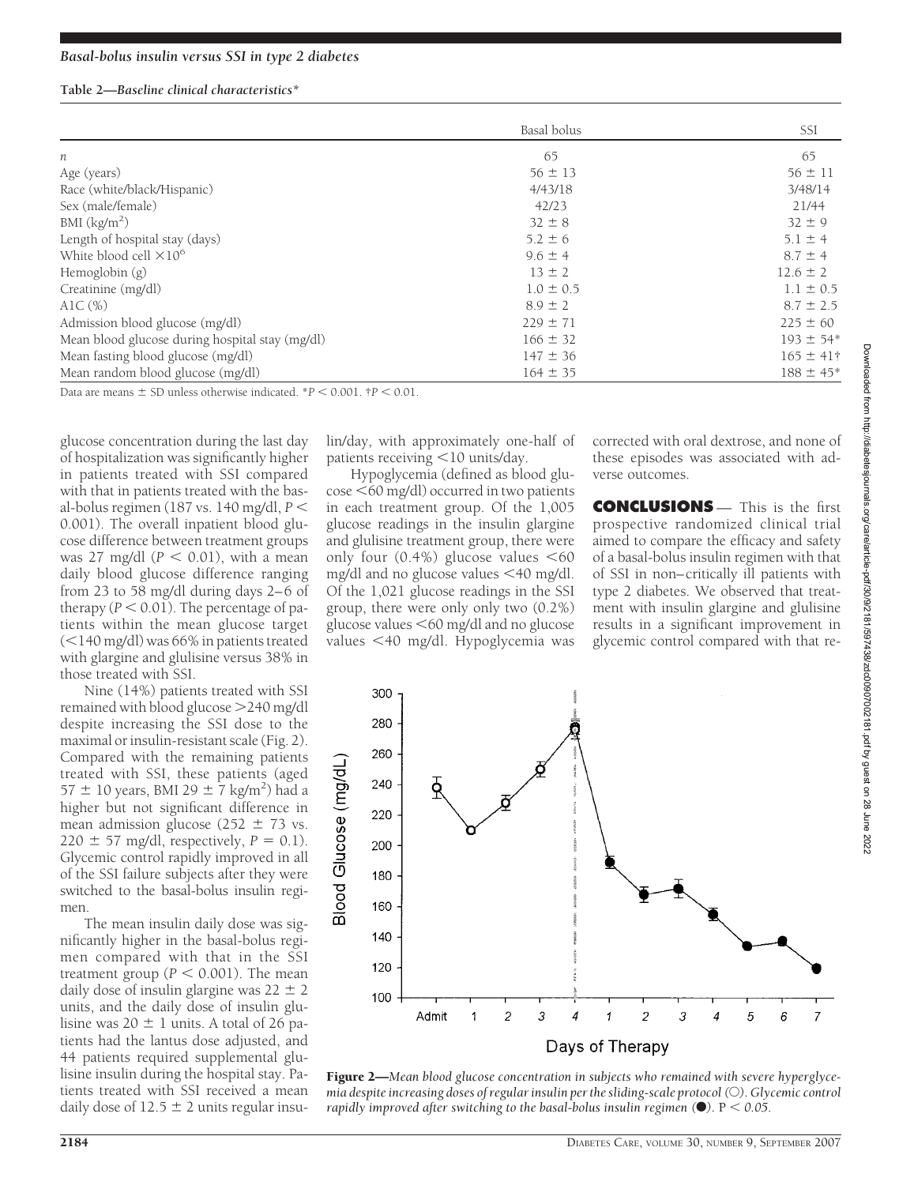**Table 2—Baseline clinical characteristics***

| | Basal bolus | SSI |
|---|---|---|
| $n$ | 65 | 65 |
| Age (years) | 56 ± 13 | 56 ± 11 |
| Race (white/black/Hispanic) | 4/43/18 | 3/48/14 |
| Sex (male/female) | 42/23 | 21/44 |
| BMI (kg/m$^2$) | 32 ± 8 | 32 ± 9 |
| Length of hospital stay (days) | 5.2 ± 6 | 5.1 ± 4 |
| White blood cell $\times 10^6$ | 9.6 ± 4 | 8.7 ± 4 |
| Hemoglobin (g) | 13 ± 2 | 12.6 ± 2 |
| Creatinine (mg/dl) | 1.0 ± 0.5 | 1.1 ± 0.5 |
| A1C (%) | 8.9 ± 2 | 8.7 ± 2.5 |
| Admission blood glucose (mg/dl) | 229 ± 71 | 225 ± 60 |
| Mean blood glucose during hospital stay (mg/dl) | 166 ± 32 | 193 ± 54* |
| Mean fasting blood glucose (mg/dl) | 147 ± 36 | 165 ± 41† |
| Mean random blood glucose (mg/dl) | 164 ± 35 | 188 ± 45* |

Data are means ± SD unless otherwise indicated. *$P < 0.001$. †$P < 0.01$.

glucose concentration during the last day of hospitalization was significantly higher in patients treated with SSI compared with that in patients treated with the basal-bolus regimen (187 vs. 140 mg/dl, $P < 0.001$). The overall inpatient blood glucose difference between treatment groups was 27 mg/dl ($P < 0.01$), with a mean daily blood glucose difference ranging from 23 to 58 mg/dl during days 2–6 of therapy ($P < 0.01$). The percentage of patients within the mean glucose target (<140 mg/dl) was 66% in patients treated with glargine and glulisine versus 38% in those treated with SSI.

Nine (14%) patients treated with SSI remained with blood glucose >240 mg/dl despite increasing the SSI dose to the maximal or insulin-resistant scale (Fig. 2). Compared with the remaining patients treated with SSI, these patients (aged 57 ± 10 years, BMI 29 ± 7 kg/m$^2$) had a higher but not significant difference in mean admission glucose (252 ± 73 vs. 220 ± 57 mg/dl, respectively, $P = 0.1$). Glycemic control rapidly improved in all of the SSI failure subjects after they were switched to the basal-bolus insulin regimen.

The mean insulin daily dose was significantly higher in the basal-bolus regimen compared with that in the SSI treatment group ($P < 0.001$). The mean daily dose of insulin glargine was 22 ± 2 units, and the daily dose of insulin glulisine was 20 ± 1 units. A total of 26 patients had the lantus dose adjusted, and 44 patients required supplemental glulisine insulin during the hospital stay. Patients treated with SSI received a mean daily dose of 12.5 ± 2 units regular insulin/day, with approximately one-half of patients receiving <10 units/day.

Hypoglycemia (defined as blood glucose <60 mg/dl) occurred in two patients in each treatment group. Of the 1,005 glucose readings in the insulin glargine and glulisine treatment group, there were only four (0.4%) glucose values <60 mg/dl and no glucose values <40 mg/dl. Of the 1,021 glucose readings in the SSI group, there were only only two (0.2%) glucose values <60 mg/dl and no glucose values <40 mg/dl. Hypoglycemia was corrected with oral dextrose, and none of these episodes was associated with adverse outcomes.

## CONCLUSIONS

This is the first prospective randomized clinical trial aimed to compare the efficacy and safety of a basal-bolus insulin regimen with that of SSI in non–critically ill patients with type 2 diabetes. We observed that treatment with insulin glargine and glulisine results in a significant improvement in glycemic control compared with that re-

**Figure 2**—*Mean blood glucose concentration in subjects who remained with severe hyperglycemia despite increasing doses of regular insulin per the sliding-scale protocol (○). Glycemic control rapidly improved after switching to the basal-bolus insulin regimen (●).* $P < 0.05$.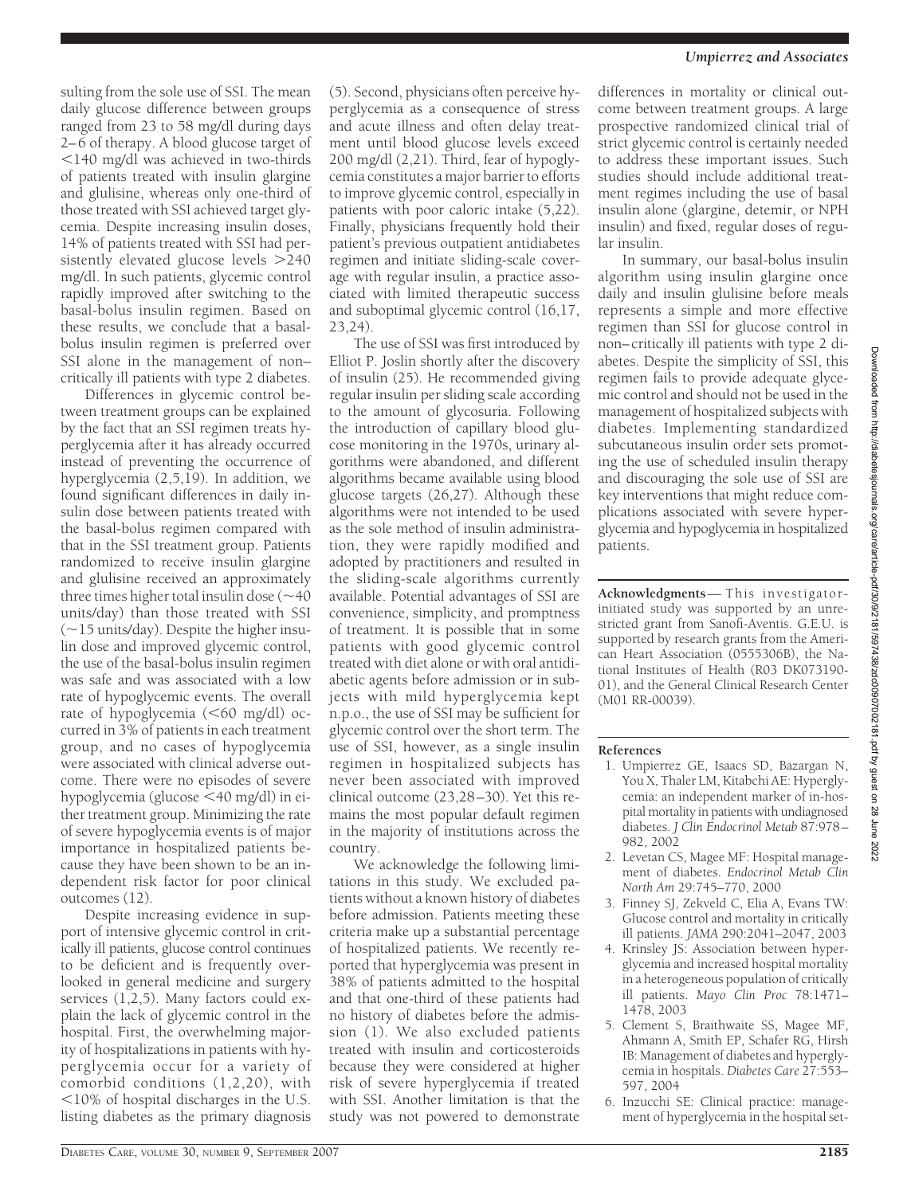sulting from the sole use of SSI. The mean daily glucose difference between groups ranged from 23 to 58 mg/dl during days 2–6 of therapy. A blood glucose target of <140 mg/dl was achieved in two-thirds of patients treated with insulin glargine and glulisine, whereas only one-third of those treated with SSI achieved target glycemia. Despite increasing insulin doses, 14% of patients treated with SSI had persistently elevated glucose levels >240 mg/dl. In such patients, glycemic control rapidly improved after switching to the basal-bolus insulin regimen. Based on these results, we conclude that a basal-bolus insulin regimen is preferred over SSI alone in the management of non–critically ill patients with type 2 diabetes.

Differences in glycemic control between treatment groups can be explained by the fact that an SSI regimen treats hyperglycemia after it has already occurred instead of preventing the occurrence of hyperglycemia (2,5,19). In addition, we found significant differences in daily insulin dose between patients treated with the basal-bolus regimen compared with that in the SSI treatment group. Patients randomized to receive insulin glargine and glulisine received an approximately three times higher total insulin dose (~40 units/day) than those treated with SSI (~15 units/day). Despite the higher insulin dose and improved glycemic control, the use of the basal-bolus insulin regimen was safe and was associated with a low rate of hypoglycemic events. The overall rate of hypoglycemia (<60 mg/dl) occurred in 3% of patients in each treatment group, and no cases of hypoglycemia were associated with clinical adverse outcome. There were no episodes of severe hypoglycemia (glucose <40 mg/dl) in either treatment group. Minimizing the rate of severe hypoglycemia events is of major importance in hospitalized patients because they have been shown to be an independent risk factor for poor clinical outcomes (12).

Despite increasing evidence in support of intensive glycemic control in critically ill patients, glucose control continues to be deficient and is frequently overlooked in general medicine and surgery services (1,2,5). Many factors could explain the lack of glycemic control in the hospital. First, the overwhelming majority of hospitalizations in patients with hyperglycemia occur for a variety of comorbid conditions (1,2,20), with <10% of hospital discharges in the U.S. listing diabetes as the primary diagnosis (5). Second, physicians often perceive hyperglycemia as a consequence of stress and acute illness and often delay treatment until blood glucose levels exceed 200 mg/dl (2,21). Third, fear of hypoglycemia constitutes a major barrier to efforts to improve glycemic control, especially in patients with poor caloric intake (5,22). Finally, physicians frequently hold their patient's previous outpatient antidiabetes regimen and initiate sliding-scale coverage with regular insulin, a practice associated with limited therapeutic success and suboptimal glycemic control (16,17, 23,24).

The use of SSI was first introduced by Elliot P. Joslin shortly after the discovery of insulin (25). He recommended giving regular insulin per sliding scale according to the amount of glycosuria. Following the introduction of capillary blood glucose monitoring in the 1970s, urinary algorithms were abandoned, and different algorithms became available using blood glucose targets (26,27). Although these algorithms were not intended to be used as the sole method of insulin administration, they were rapidly modified and adopted by practitioners and resulted in the sliding-scale algorithms currently available. Potential advantages of SSI are convenience, simplicity, and promptness of treatment. It is possible that in some patients with good glycemic control treated with diet alone or with oral antidiabetic agents before admission or in subjects with mild hyperglycemia kept n.p.o., the use of SSI may be sufficient for glycemic control over the short term. The use of SSI, however, as a single insulin regimen in hospitalized subjects has never been associated with improved clinical outcome (23,28–30). Yet this remains the most popular default regimen in the majority of institutions across the country.

We acknowledge the following limitations in this study. We excluded patients without a known history of diabetes before admission. Patients meeting these criteria make up a substantial percentage of hospitalized patients. We recently reported that hyperglycemia was present in 38% of patients admitted to the hospital and that one-third of these patients had no history of diabetes before the admission (1). We also excluded patients treated with insulin and corticosteroids because they were considered at higher risk of severe hyperglycemia if treated with SSI. Another limitation is that the study was not powered to demonstrate differences in mortality or clinical outcome between treatment groups. A large prospective randomized clinical trial of strict glycemic control is certainly needed to address these important issues. Such studies should include additional treatment regimes including the use of basal insulin alone (glargine, detemir, or NPH insulin) and fixed, regular doses of regular insulin.

In summary, our basal-bolus insulin algorithm using insulin glargine once daily and insulin glulisine before meals represents a simple and more effective regimen than SSI for glucose control in non–critically ill patients with type 2 diabetes. Despite the simplicity of SSI, this regimen fails to provide adequate glycemic control and should not be used in the management of hospitalized subjects with diabetes. Implementing standardized subcutaneous insulin order sets promoting the use of scheduled insulin therapy and discouraging the sole use of SSI are key interventions that might reduce complications associated with severe hyperglycemia and hypoglycemia in hospitalized patients.

**Acknowledgments**— This investigator-initiated study was supported by an unrestricted grant from Sanofi-Aventis. G.E.U. is supported by research grants from the American Heart Association (0555306B), the National Institutes of Health (R03 DK073190-01), and the General Clinical Research Center (M01 RR-00039).

## References

1. Umpierrez GE, Isaacs SD, Bazargan N, You X, Thaler LM, Kitabchi AE: Hyperglycemia: an independent marker of in-hospital mortality in patients with undiagnosed diabetes. *J Clin Endocrinol Metab* 87:978–982, 2002
2. Levetan CS, Magee MF: Hospital management of diabetes. *Endocrinol Metab Clin North Am* 29:745–770, 2000
3. Finney SJ, Zekveld C, Elia A, Evans TW: Glucose control and mortality in critically ill patients. *JAMA* 290:2041–2047, 2003
4. Krinsley JS: Association between hyperglycemia and increased hospital mortality in a heterogeneous population of critically ill patients. *Mayo Clin Proc* 78:1471–1478, 2003
5. Clement S, Braithwaite SS, Magee MF, Ahmann A, Smith EP, Schafer RG, Hirsh IB: Management of diabetes and hyperglycemia in hospitals. *Diabetes Care* 27:553–597, 2004
6. Inzucchi SE: Clinical practice: management of hyperglycemia in the hospital set-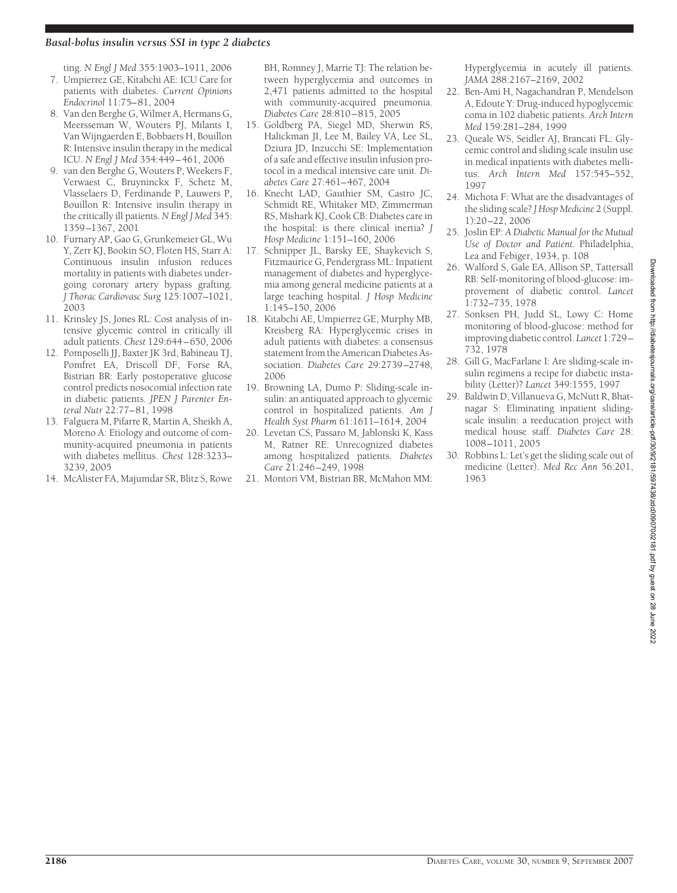ting. *N Engl J Med* 355:1903–1911, 2006

7. Umpierrez GE, Kitabchi AE: ICU Care for patients with diabetes. *Current Opinions Endocrinol* 11:75–81, 2004
8. Van den Berghe G, Wilmer A, Hermans G, Meersseman W, Wouters PJ, Milants I, Van Wijngaerden E, Bobbaers H, Bouillon R: Intensive insulin therapy in the medical ICU. *N Engl J Med* 354:449–461, 2006
9. van den Berghe G, Wouters P, Weekers F, Verwaest C, Bruyninckx F, Schetz M, Vlasselaers D, Ferdinande P, Lauwers P, Bouillon R: Intensive insulin therapy in the critically ill patients. *N Engl J Med* 345: 1359–1367, 2001
10. Furnary AP, Gao G, Grunkemeier GL, Wu Y, Zerr KJ, Bookin SO, Floten HS, Starr A: Continuous insulin infusion reduces mortality in patients with diabetes undergoing coronary artery bypass grafting. *J Thorac Cardiovasc Surg* 125:1007–1021, 2003
11. Krinsley JS, Jones RL: Cost analysis of intensive glycemic control in critically ill adult patients. *Chest* 129:644–650, 2006
12. Pomposelli JJ, Baxter JK 3rd, Babineau TJ, Pomfret EA, Driscoll DF, Forse RA, Bistrian BR: Early postoperative glucose control predicts nosocomial infection rate in diabetic patients. *JPEN J Parenter Enteral Nutr* 22:77–81, 1998
13. Falguera M, Pifarre R, Martin A, Sheikh A, Moreno A: Etiology and outcome of community-acquired pneumonia in patients with diabetes mellitus. *Chest* 128:3233–3239, 2005
14. McAlister FA, Majumdar SR, Blitz S, Rowe BH, Romney J, Marrie TJ: The relation between hyperglycemia and outcomes in 2,471 patients admitted to the hospital with community-acquired pneumonia. *Diabetes Care* 28:810–815, 2005
15. Goldberg PA, Siegel MD, Sherwin RS, Halickman JI, Lee M, Bailey VA, Lee SL, Dziura JD, Inzucchi SE: Implementation of a safe and effective insulin infusion protocol in a medical intensive care unit. *Diabetes Care* 27:461–467, 2004
16. Knecht LAD, Gauthier SM, Castro JC, Schmidt RE, Whitaker MD, Zimmerman RS, Mishark KJ, Cook CB: Diabetes care in the hospital: is there clinical inertia? *J Hosp Medicine* 1:151–160, 2006
17. Schnipper JL, Barsky EE, Shaykevich S, Fitzmaurice G, Pendergrass ML: Inpatient management of diabetes and hyperglycemia among general medicine patients at a large teaching hospital. *J Hosp Medicine* 1:145–150, 2006
18. Kitabchi AE, Umpierrez GE, Murphy MB, Kreisberg RA: Hyperglycemic crises in adult patients with diabetes: a consensus statement from the American Diabetes Association. *Diabetes Care* 29:2739–2748, 2006
19. Browning LA, Dumo P: Sliding-scale insulin: an antiquated approach to glycemic control in hospitalized patients. *Am J Health Syst Pharm* 61:1611–1614, 2004
20. Levetan CS, Passaro M, Jablonski K, Kass M, Ratner RE: Unrecognized diabetes among hospitalized patients. *Diabetes Care* 21:246–249, 1998
21. Montori VM, Bistrian BR, McMahon MM: Hyperglycemia in acutely ill patients. *JAMA* 288:2167–2169, 2002
22. Ben-Ami H, Nagachandran P, Mendelson A, Edoute Y: Drug-induced hypoglycemic coma in 102 diabetic patients. *Arch Intern Med* 159:281–284, 1999
23. Queale WS, Seidler AJ, Brancati FL: Glycemic control and sliding scale insulin use in medical inpatients with diabetes mellitus. *Arch Intern Med* 157:545–552, 1997
24. Michota F: What are the disadvantages of the sliding scale? *J Hosp Medicine* 2 (Suppl. 1):20–22, 2006
25. Joslin EP: *A Diabetic Manual for the Mutual Use of Doctor and Patient.* Philadelphia, Lea and Febiger, 1934, p. 108
26. Walford S, Gale EA, Allison SP, Tattersall RB: Self-monitoring of blood-glucose: improvement of diabetic control. *Lancet* 1:732–735, 1978
27. Sonksen PH, Judd SL, Lowy C: Home monitoring of blood-glucose: method for improving diabetic control. *Lancet* 1:729–732, 1978
28. Gill G, MacFarlane I: Are sliding-scale insulin regimens a recipe for diabetic instability (Letter)? *Lancet* 349:1555, 1997
29. Baldwin D, Villanueva G, McNutt R, Bhatnagar S: Eliminating inpatient sliding-scale insulin: a reeducation project with medical house staff. *Diabetes Care* 28: 1008–1011, 2005
30. Robbins L: Let's get the sliding scale out of medicine (Letter). *Med Rec Ann* 56:201, 1963